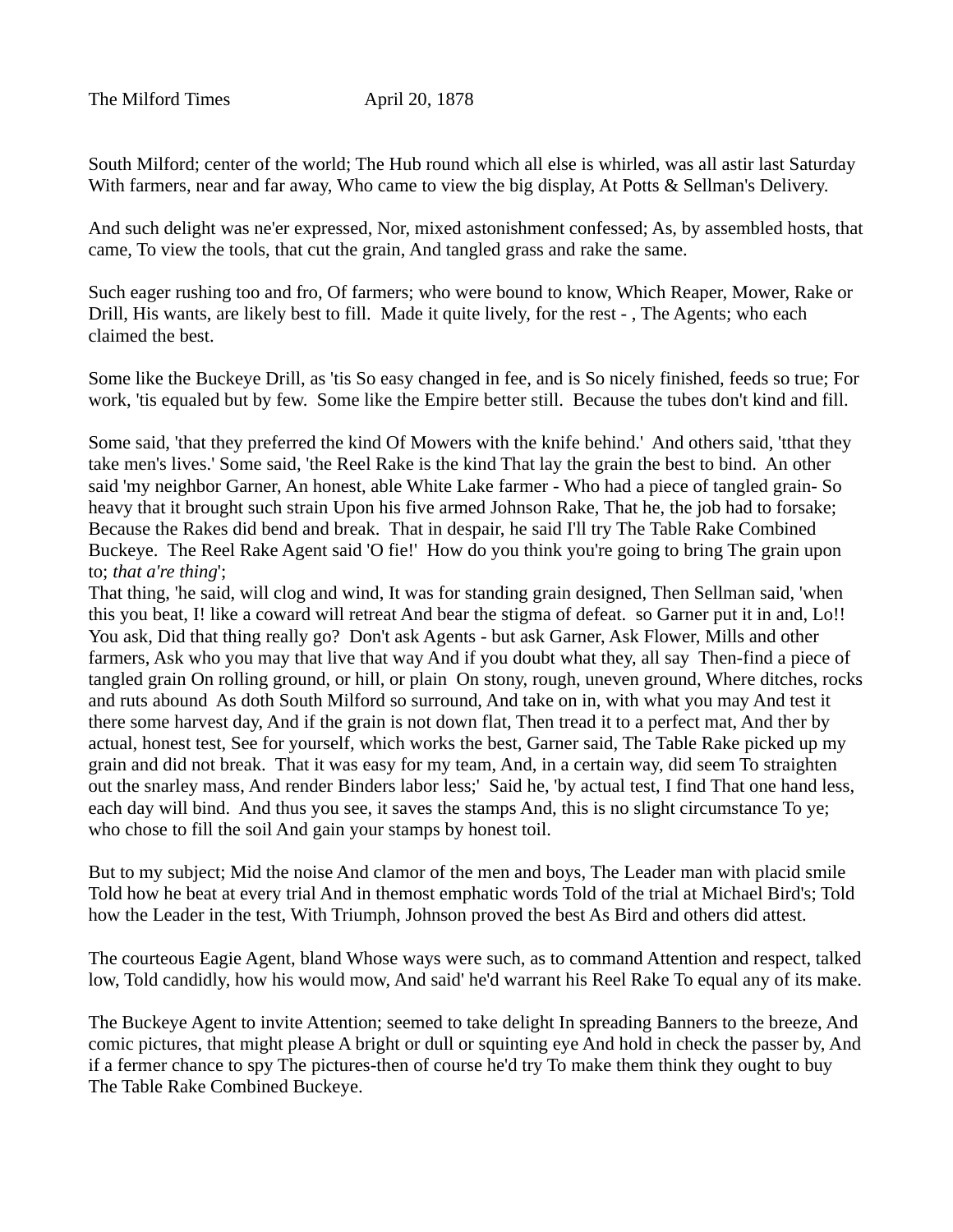The Milford Times April 20, 1878

South Milford; center of the world; The Hub round which all else is whirled, was all astir last Saturday With farmers, near and far away, Who came to view the big display, At Potts & Sellman's Delivery.

And such delight was ne'er expressed, Nor, mixed astonishment confessed; As, by assembled hosts, that came, To view the tools, that cut the grain, And tangled grass and rake the same.

Such eager rushing too and fro, Of farmers; who were bound to know, Which Reaper, Mower, Rake or Drill, His wants, are likely best to fill. Made it quite lively, for the rest - , The Agents; who each claimed the best.

Some like the Buckeye Drill, as 'tis So easy changed in fee, and is So nicely finished, feeds so true; For work, 'tis equaled but by few. Some like the Empire better still. Because the tubes don't kind and fill.

Some said, 'that they preferred the kind Of Mowers with the knife behind.' And others said, 'tthat they take men's lives.' Some said, 'the Reel Rake is the kind That lay the grain the best to bind. An other said 'my neighbor Garner, An honest, able White Lake farmer - Who had a piece of tangled grain- So heavy that it brought such strain Upon his five armed Johnson Rake, That he, the job had to forsake; Because the Rakes did bend and break. That in despair, he said I'll try The Table Rake Combined Buckeye. The Reel Rake Agent said 'O fie!' How do you think you're going to bring The grain upon to; *that a're thing*';
That thing, 'he said, will clog and wind, It was for standing grain designed, Then Sellman said, 'when this you beat, I! like a coward will retreat And bear the stigma of defeat. so Garner put it in and, Lo!! You ask, Did that thing really go? Don't ask Agents - but ask Garner, Ask Flower, Mills and other farmers, Ask who you may that live that way And if you doubt what they, all say Then-find a piece of tangled grain On rolling ground, or hill, or plain On stony, rough, uneven ground, Where ditches, rocks and ruts abound As doth South Milford so surround, And take on in, with what you may And test it there some harvest day, And if the grain is not down flat, Then tread it to a perfect mat, And ther by actual, honest test, See for yourself, which works the best, Garner said, The Table Rake picked up my grain and did not break. That it was easy for my team, And, in a certain way, did seem To straighten out the snarley mass, And render Binders labor less;' Said he, 'by actual test, I find That one hand less, each day will bind. And thus you see, it saves the stamps And, this is no slight circumstance To ye; who chose to fill the soil And gain your stamps by honest toil.

But to my subject; Mid the noise And clamor of the men and boys, The Leader man with placid smile Told how he beat at every trial And in themost emphatic words Told of the trial at Michael Bird's; Told how the Leader in the test, With Triumph, Johnson proved the best As Bird and others did attest.

The courteous Eagie Agent, bland Whose ways were such, as to command Attention and respect, talked low, Told candidly, how his would mow, And said' he'd warrant his Reel Rake To equal any of its make.

The Buckeye Agent to invite Attention; seemed to take delight In spreading Banners to the breeze, And comic pictures, that might please A bright or dull or squinting eye And hold in check the passer by, And if a fermer chance to spy The pictures-then of course he'd try To make them think they ought to buy The Table Rake Combined Buckeye.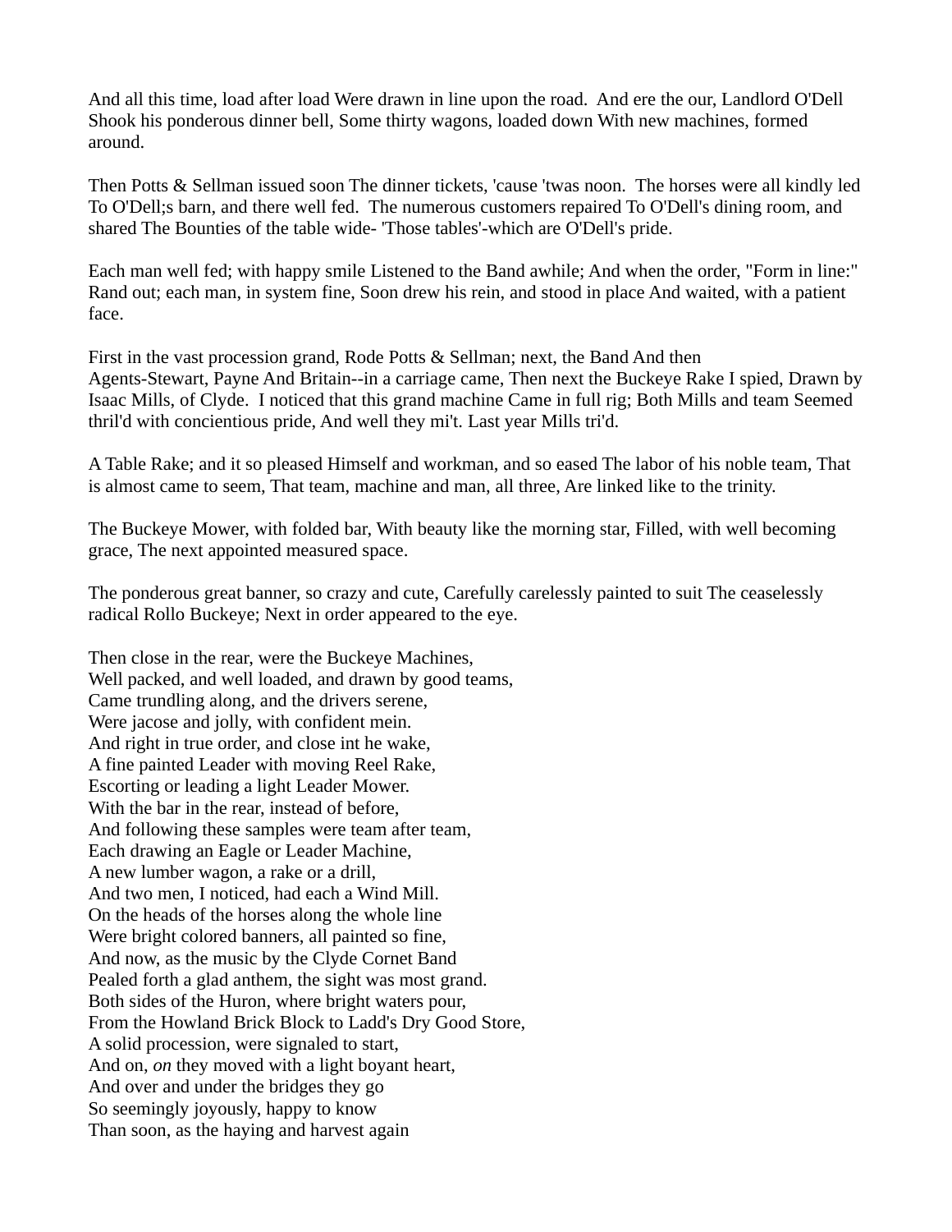And all this time, load after load Were drawn in line upon the road. And ere the our, Landlord O'Dell Shook his ponderous dinner bell, Some thirty wagons, loaded down With new machines, formed around.

Then Potts & Sellman issued soon The dinner tickets, 'cause 'twas noon. The horses were all kindly led To O'Dell;s barn, and there well fed. The numerous customers repaired To O'Dell's dining room, and shared The Bounties of the table wide- 'Those tables'-which are O'Dell's pride.

Each man well fed; with happy smile Listened to the Band awhile; And when the order, "Form in line:" Rand out; each man, in system fine, Soon drew his rein, and stood in place And waited, with a patient face.

First in the vast procession grand, Rode Potts & Sellman; next, the Band And then Agents-Stewart, Payne And Britain--in a carriage came, Then next the Buckeye Rake I spied, Drawn by Isaac Mills, of Clyde. I noticed that this grand machine Came in full rig; Both Mills and team Seemed thril'd with concientious pride, And well they mi't. Last year Mills tri'd.

A Table Rake; and it so pleased Himself and workman, and so eased The labor of his noble team, That is almost came to seem, That team, machine and man, all three, Are linked like to the trinity.

The Buckeye Mower, with folded bar, With beauty like the morning star, Filled, with well becoming grace, The next appointed measured space.

The ponderous great banner, so crazy and cute, Carefully carelessly painted to suit The ceaselessly radical Rollo Buckeye; Next in order appeared to the eye.

Then close in the rear, were the Buckeye Machines,  
Well packed, and well loaded, and drawn by good teams,  
Came trundling along, and the drivers serene,  
Were jacose and jolly, with confident mein.  
And right in true order, and close int he wake,  
A fine painted Leader with moving Reel Rake,  
Escorting or leading a light Leader Mower.  
With the bar in the rear, instead of before,  
And following these samples were team after team,  
Each drawing an Eagle or Leader Machine,  
A new lumber wagon, a rake or a drill,  
And two men, I noticed, had each a Wind Mill.  
On the heads of the horses along the whole line  
Were bright colored banners, all painted so fine,  
And now, as the music by the Clyde Cornet Band  
Pealed forth a glad anthem, the sight was most grand.  
Both sides of the Huron, where bright waters pour,  
From the Howland Brick Block to Ladd's Dry Good Store,  
A solid procession, were signaled to start,  
And on, *on* they moved with a light boyant heart,  
And over and under the bridges they go  
So seemingly joyously, happy to know  
Than soon, as the haying and harvest again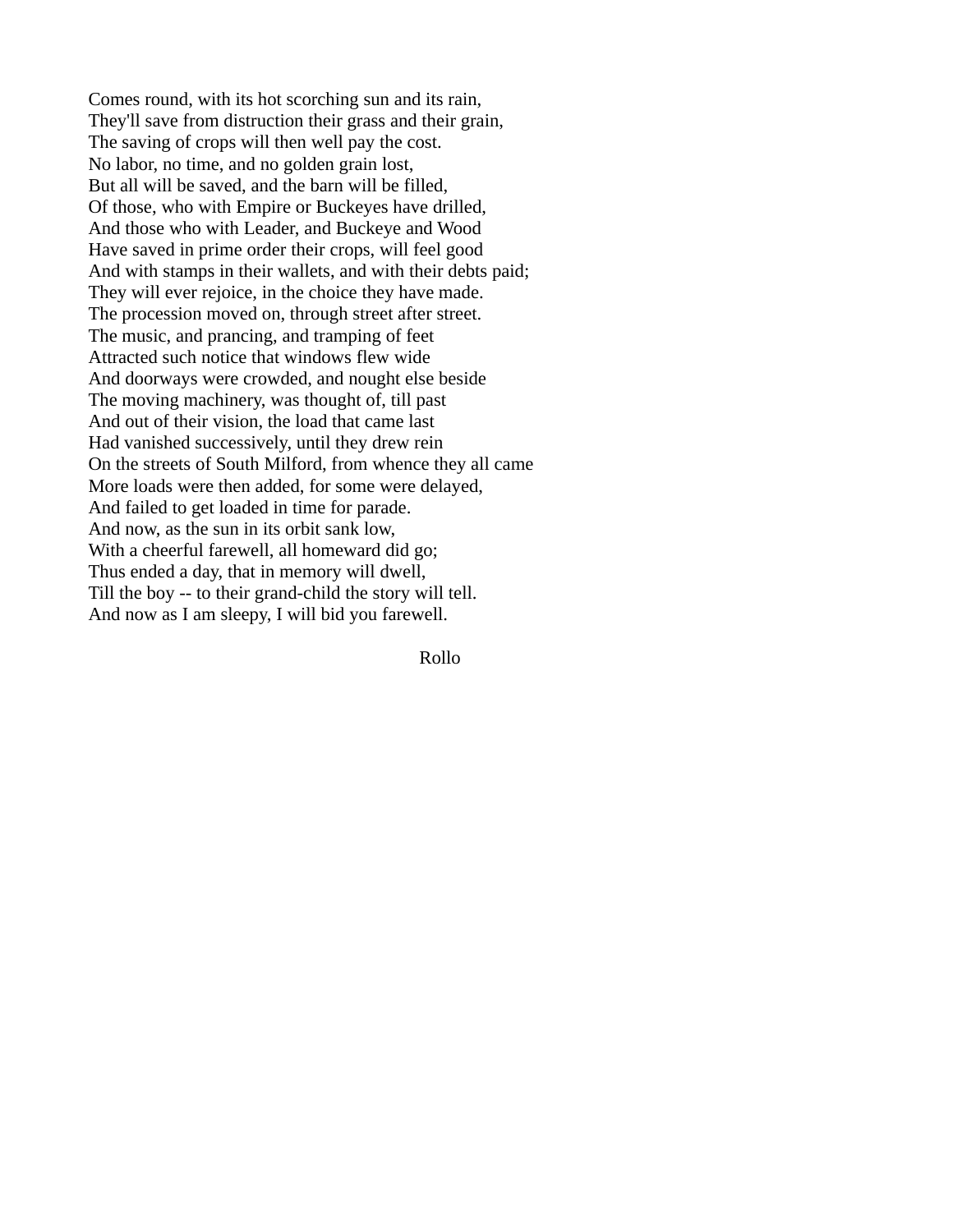Comes round, with its hot scorching sun and its rain,
They'll save from distruction their grass and their grain,
The saving of crops will then well pay the cost.
No labor, no time, and no golden grain lost,
But all will be saved, and the barn will be filled,
Of those, who with Empire or Buckeyes have drilled,
And those who with Leader, and Buckeye and Wood
Have saved in prime order their crops, will feel good
And with stamps in their wallets, and with their debts paid;
They will ever rejoice, in the choice they have made.
The procession moved on, through street after street.
The music, and prancing, and tramping of feet
Attracted such notice that windows flew wide
And doorways were crowded, and nought else beside
The moving machinery, was thought of, till past
And out of their vision, the load that came last
Had vanished successively, until they drew rein
On the streets of South Milford, from whence they all came
More loads were then added, for some were delayed,
And failed to get loaded in time for parade.
And now, as the sun in its orbit sank low,
With a cheerful farewell, all homeward did go;
Thus ended a day, that in memory will dwell,
Till the boy -- to their grand-child the story will tell.
And now as I am sleepy, I will bid you farewell.

Rollo